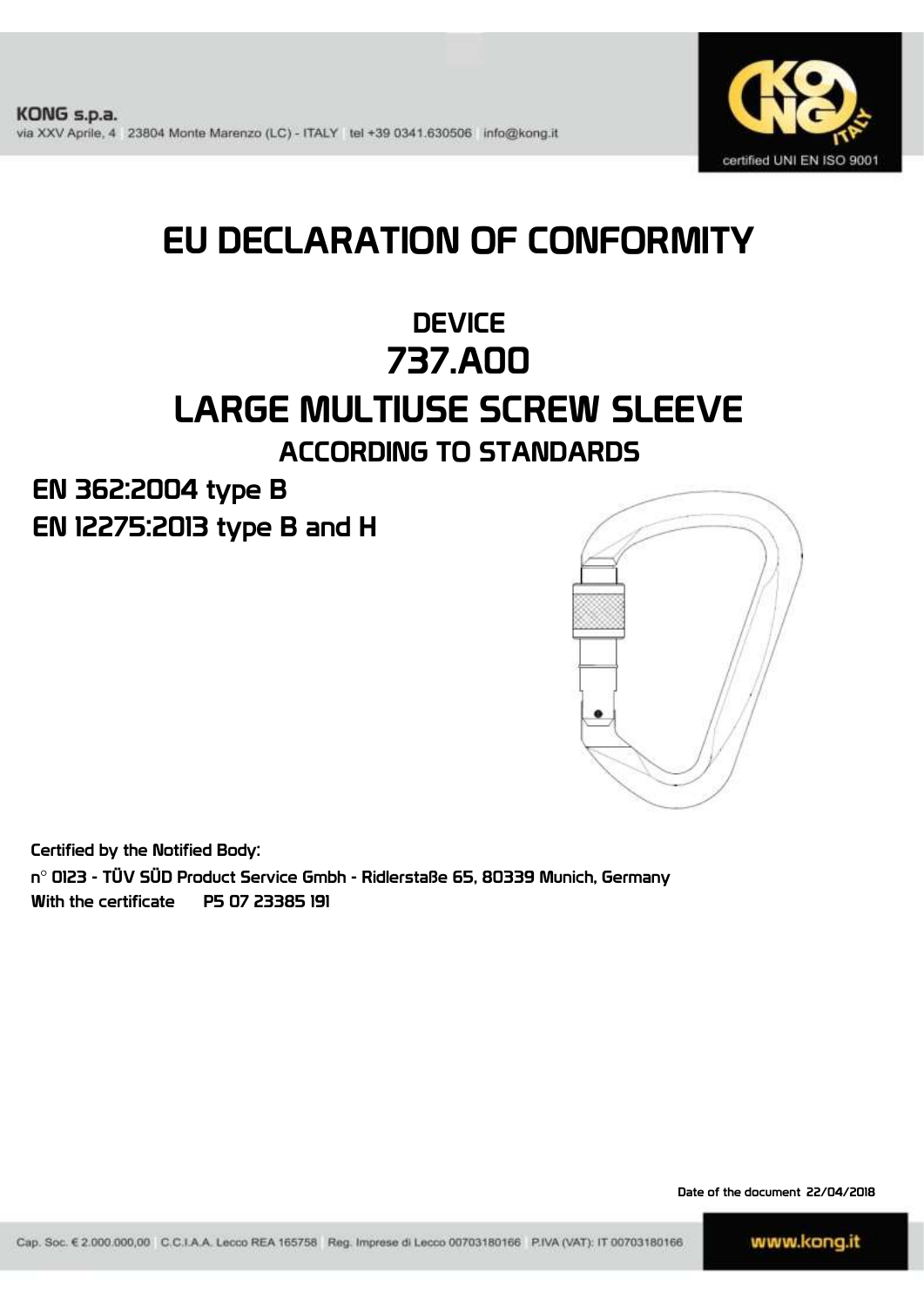KONG s.p.a.
via XXV Aprile, 4 23804 Monte Marenzo (LC) - ITALY tel +39 0341.630506 info@kong.it

certified UNI EN ISO 9001

# EU DECLARATION OF CONFORMITY

## DEVICE
## 737.A00
## LARGE MULTIUSE SCREW SLEEVE
### ACCORDING TO STANDARDS

**EN 362:2004 type B**
**EN 12275:2013 type B and H**

**Certified by the Notified Body:**
**n° 0123 - TÜV SÜD Product Service Gmbh - Ridlerstaße 65, 80339 Munich, Germany**
**With the certificate P5 07 23385 191**

Date of the document 22/04/2018

Cap. Soc. € 2.000.000,00 C.C.I.A.A. Lecco REA 165758 Reg. Imprese di Lecco 00703180166 P.IVA (VAT): IT 00703180166

www.kong.it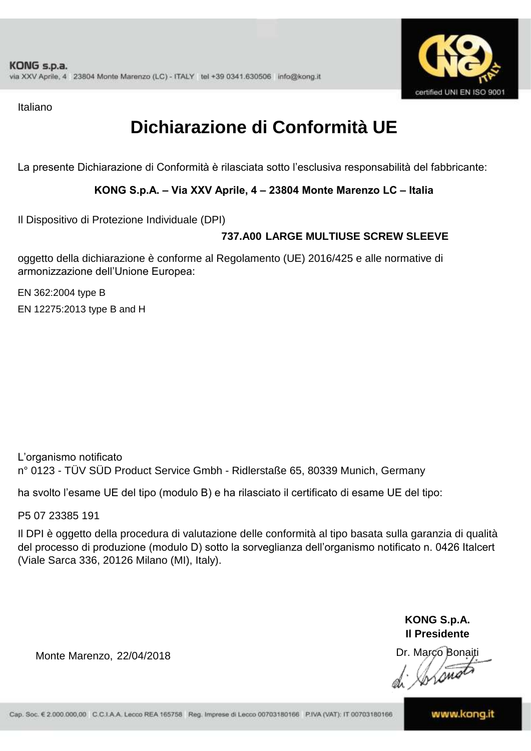Italiano

# Dichiarazione di Conformità UE

La presente Dichiarazione di Conformità è rilasciata sotto l'esclusiva responsabilità del fabbricante:

**KONG S.p.A. – Via XXV Aprile, 4 – 23804 Monte Marenzo LC – Italia**

Il Dispositivo di Protezione Individuale (DPI)

**737.A00 LARGE MULTIUSE SCREW SLEEVE**

oggetto della dichiarazione è conforme al Regolamento (UE) 2016/425 e alle normative di armonizzazione dell'Unione Europea:

EN 362:2004 type B

EN 12275:2013 type B and H

L'organismo notificato
n° 0123 - TÜV SÜD Product Service Gmbh - Ridlerstaße 65, 80339 Munich, Germany

ha svolto l'esame UE del tipo (modulo B) e ha rilasciato il certificato di esame UE del tipo:

P5 07 23385 191

Il DPI è oggetto della procedura di valutazione delle conformità al tipo basata sulla garanzia di qualità del processo di produzione (modulo D) sotto la sorveglianza dell'organismo notificato n. 0426 Italcert (Viale Sarca 336, 20126 Milano (MI), Italy).

Monte Marenzo, 22/04/2018

**KONG S.p.A.**
**Il Presidente**
Dr. Marco Bonaiti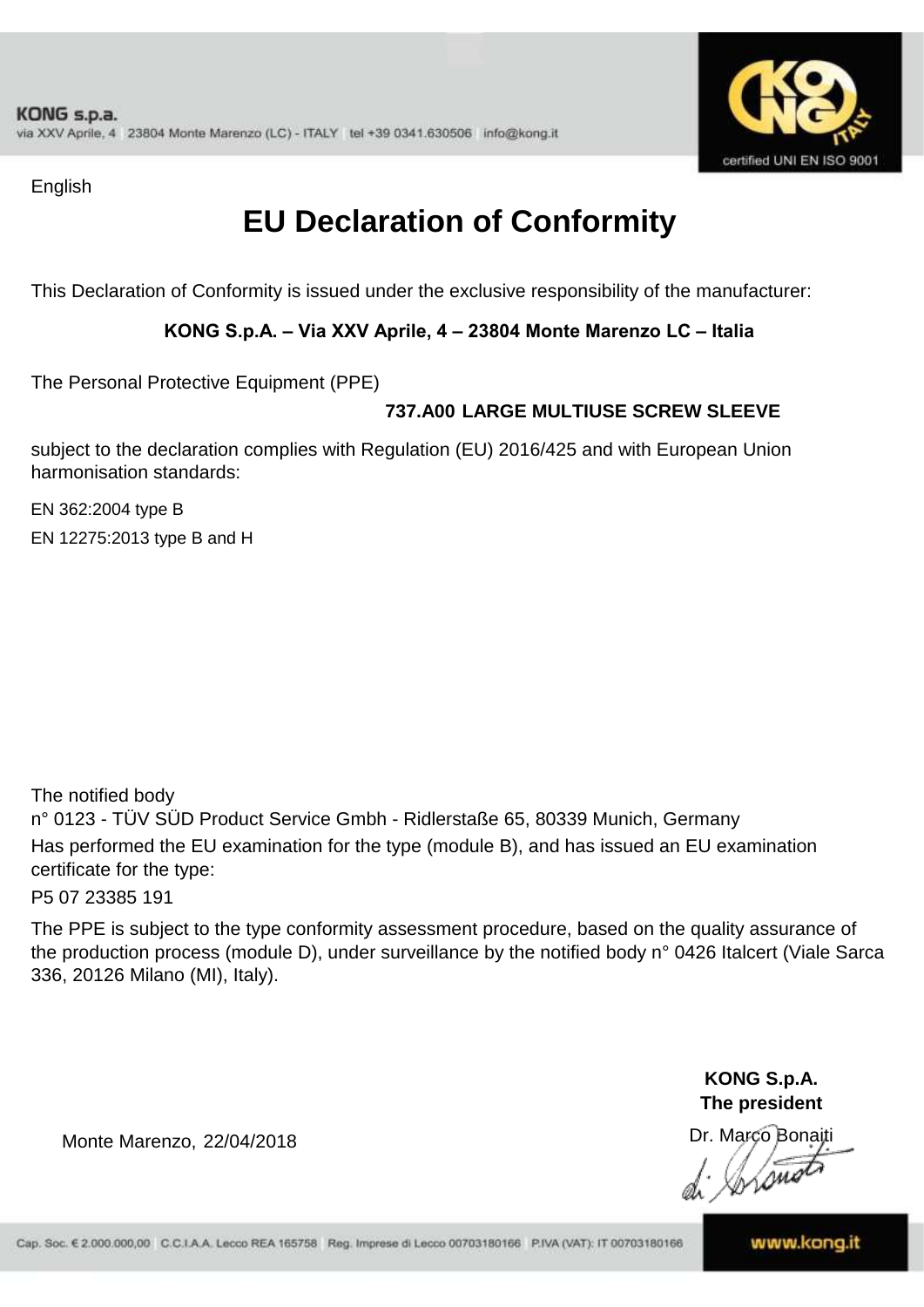English

# EU Declaration of Conformity

This Declaration of Conformity is issued under the exclusive responsibility of the manufacturer:

**KONG S.p.A. – Via XXV Aprile, 4 – 23804 Monte Marenzo LC – Italia**

The Personal Protective Equipment (PPE)

**737.A00 LARGE MULTIUSE SCREW SLEEVE**

subject to the declaration complies with Regulation (EU) 2016/425 and with European Union harmonisation standards:

EN 362:2004 type B

EN 12275:2013 type B and H

The notified body

n° 0123 - TÜV SÜD Product Service Gmbh - Ridlerstaße 65, 80339 Munich, Germany

Has performed the EU examination for the type (module B), and has issued an EU examination certificate for the type:

P5 07 23385 191

The PPE is subject to the type conformity assessment procedure, based on the quality assurance of the production process (module D), under surveillance by the notified body n° 0426 Italcert (Viale Sarca 336, 20126 Milano (MI), Italy).

Monte Marenzo, 22/04/2018

**KONG S.p.A.**
**The president**

Dr. Marco Bonaiti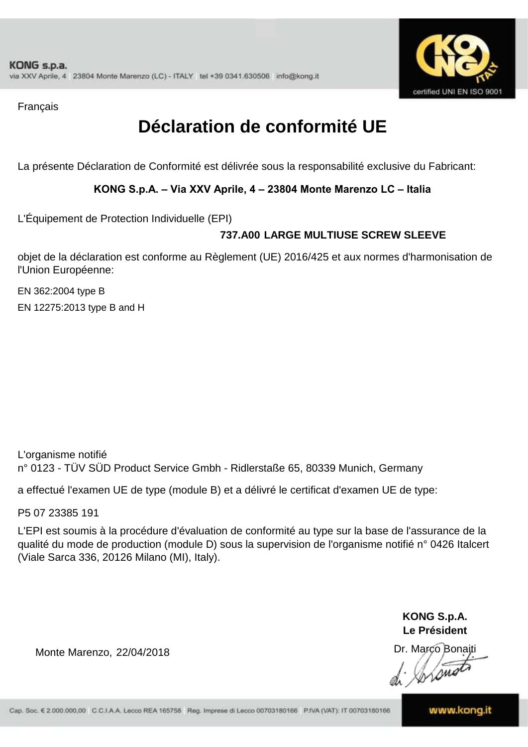Français

# Déclaration de conformité UE

La présente Déclaration de Conformité est délivrée sous la responsabilité exclusive du Fabricant:

**KONG S.p.A. – Via XXV Aprile, 4 – 23804 Monte Marenzo LC – Italia**

L'Équipement de Protection Individuelle (EPI)

**737.A00 LARGE MULTIUSE SCREW SLEEVE**

objet de la déclaration est conforme au Règlement (UE) 2016/425 et aux normes d'harmonisation de l'Union Européenne:

EN 362:2004 type B

EN 12275:2013 type B and H

L'organisme notifié
n° 0123 - TÜV SÜD Product Service Gmbh - Ridlerstaße 65, 80339 Munich, Germany

a effectué l'examen UE de type (module B) et a délivré le certificat d'examen UE de type:

P5 07 23385 191

L'EPI est soumis à la procédure d'évaluation de conformité au type sur la base de l'assurance de la qualité du mode de production (module D) sous la supervision de l'organisme notifié n° 0426 Italcert (Viale Sarca 336, 20126 Milano (MI), Italy).

**KONG S.p.A.**
**Le Président**

Monte Marenzo, 22/04/2018

Dr. Marco Bonaiti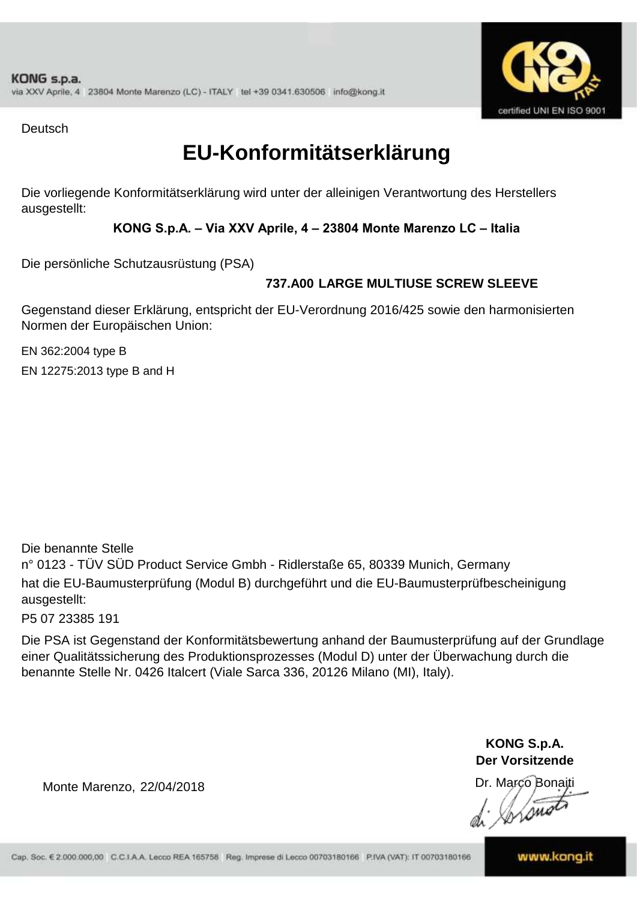Deutsch

# EU-Konformitätserklärung

Die vorliegende Konformitätserklärung wird unter der alleinigen Verantwortung des Herstellers ausgestellt:

**KONG S.p.A. – Via XXV Aprile, 4 – 23804 Monte Marenzo LC – Italia**

Die persönliche Schutzausrüstung (PSA)

**737.A00 LARGE MULTIUSE SCREW SLEEVE**

Gegenstand dieser Erklärung, entspricht der EU-Verordnung 2016/425 sowie den harmonisierten Normen der Europäischen Union:

EN 362:2004 type B

EN 12275:2013 type B and H

Die benannte Stelle
n° 0123 - TÜV SÜD Product Service Gmbh - Ridlerstaße 65, 80339 Munich, Germany
hat die EU-Baumusterprüfung (Modul B) durchgeführt und die EU-Baumusterprüfbescheinigung ausgestellt:

P5 07 23385 191

Die PSA ist Gegenstand der Konformitätsbewertung anhand der Baumusterprüfung auf der Grundlage einer Qualitätssicherung des Produktionsprozesses (Modul D) unter der Überwachung durch die benannte Stelle Nr. 0426 Italcert (Viale Sarca 336, 20126 Milano (MI), Italy).

Monte Marenzo, 22/04/2018

**KONG S.p.A.**
**Der Vorsitzende**
Dr. Marco Bonaiti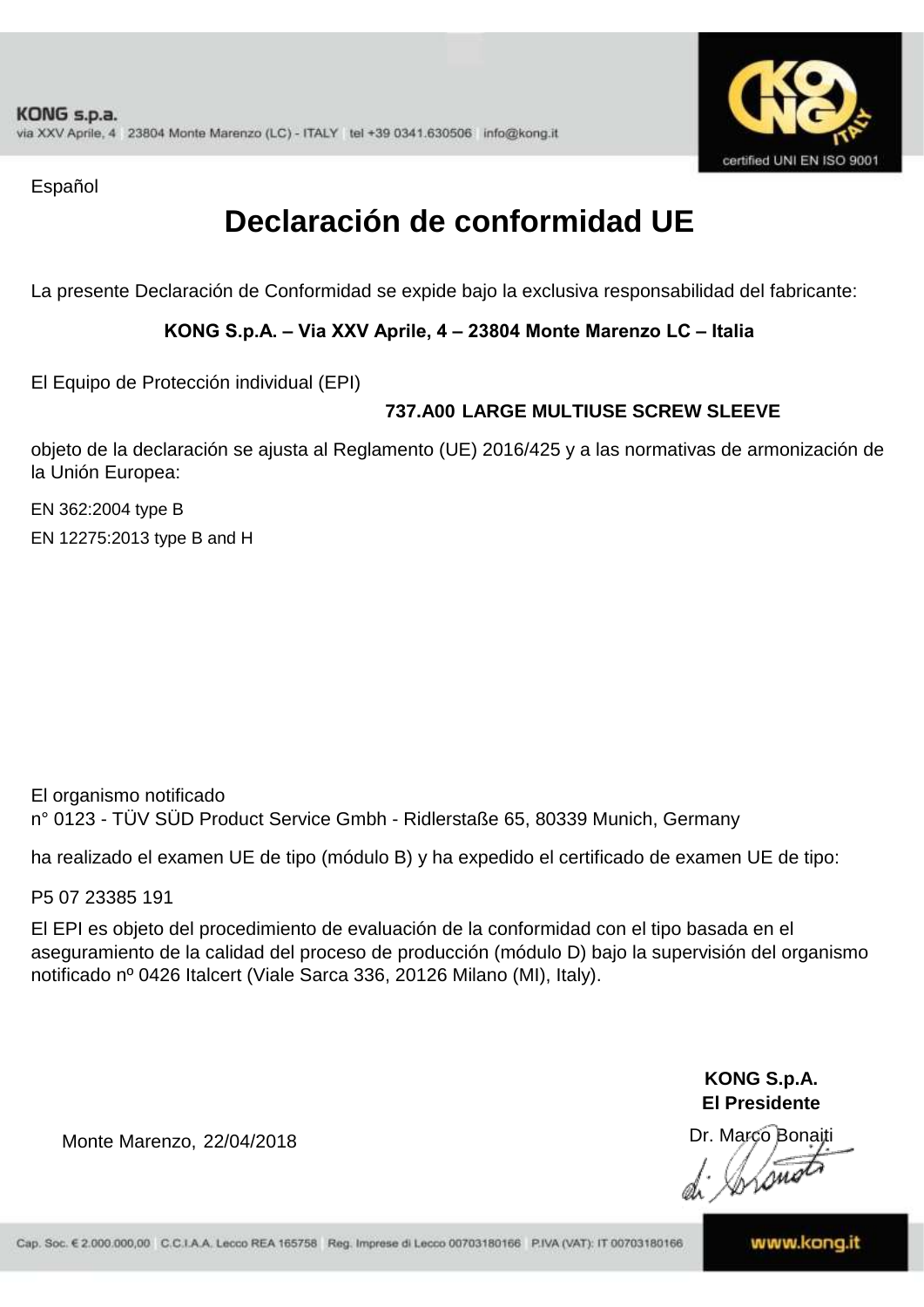Español

# Declaración de conformidad UE

La presente Declaración de Conformidad se expide bajo la exclusiva responsabilidad del fabricante:

**KONG S.p.A. – Via XXV Aprile, 4 – 23804 Monte Marenzo LC – Italia**

El Equipo de Protección individual (EPI)

**737.A00 LARGE MULTIUSE SCREW SLEEVE**

objeto de la declaración se ajusta al Reglamento (UE) 2016/425 y a las normativas de armonización de la Unión Europea:

EN 362:2004 type B

EN 12275:2013 type B and H

El organismo notificado
n° 0123 - TÜV SÜD Product Service Gmbh - Ridlerstaße 65, 80339 Munich, Germany

ha realizado el examen UE de tipo (módulo B) y ha expedido el certificado de examen UE de tipo:

P5 07 23385 191

El EPI es objeto del procedimiento de evaluación de la conformidad con el tipo basada en el aseguramiento de la calidad del proceso de producción (módulo D) bajo la supervisión del organismo notificado nº 0426 Italcert (Viale Sarca 336, 20126 Milano (MI), Italy).

**KONG S.p.A.**
**El Presidente**

Monte Marenzo, 22/04/2018

Dr. Marco Bonaiti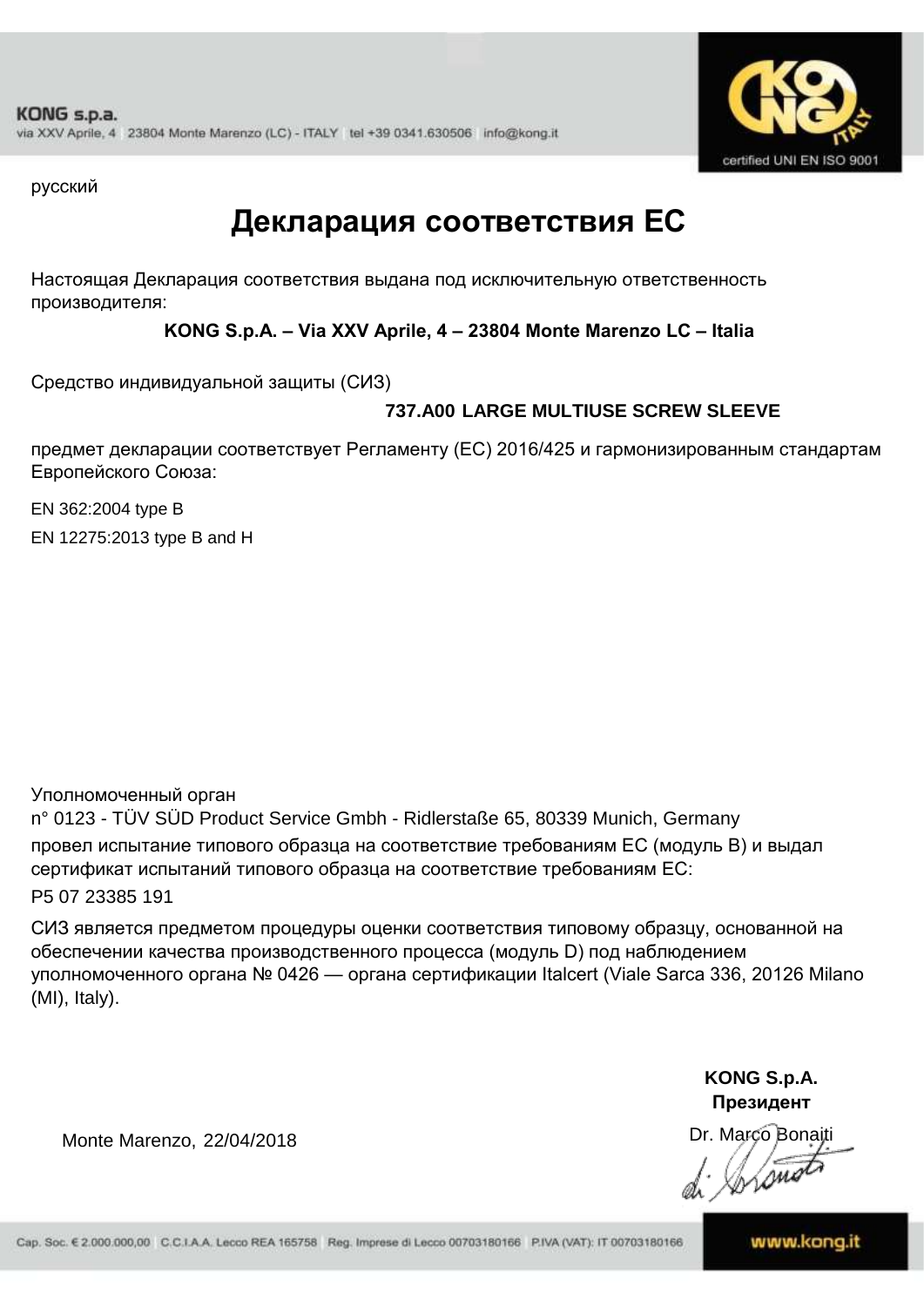русский

# Декларация соответствия ЕС

Настоящая Декларация соответствия выдана под исключительную ответственность производителя:

**KONG S.p.A. – Via XXV Aprile, 4 – 23804 Monte Marenzo LC – Italia**

Средство индивидуальной защиты (СИЗ)

**737.A00 LARGE MULTIUSE SCREW SLEEVE**

предмет декларации соответствует Регламенту (ЕС) 2016/425 и гармонизированным стандартам Европейского Союза:

EN 362:2004 type B

EN 12275:2013 type B and H

Уполномоченный орган
n° 0123 - TÜV SÜD Product Service Gmbh - Ridlerstaße 65, 80339 Munich, Germany
провел испытание типового образца на соответствие требованиям ЕС (модуль B) и выдал сертификат испытаний типового образца на соответствие требованиям ЕС:
P5 07 23385 191

СИЗ является предметом процедуры оценки соответствия типовому образцу, основанной на обеспечении качества производственного процесса (модуль D) под наблюдением уполномоченного органа № 0426 — органа сертификации Italcert (Viale Sarca 336, 20126 Milano (MI), Italy).

**KONG S.p.A.**
**Президент**

Monte Marenzo, 22/04/2018

Dr. Marco Bonaiti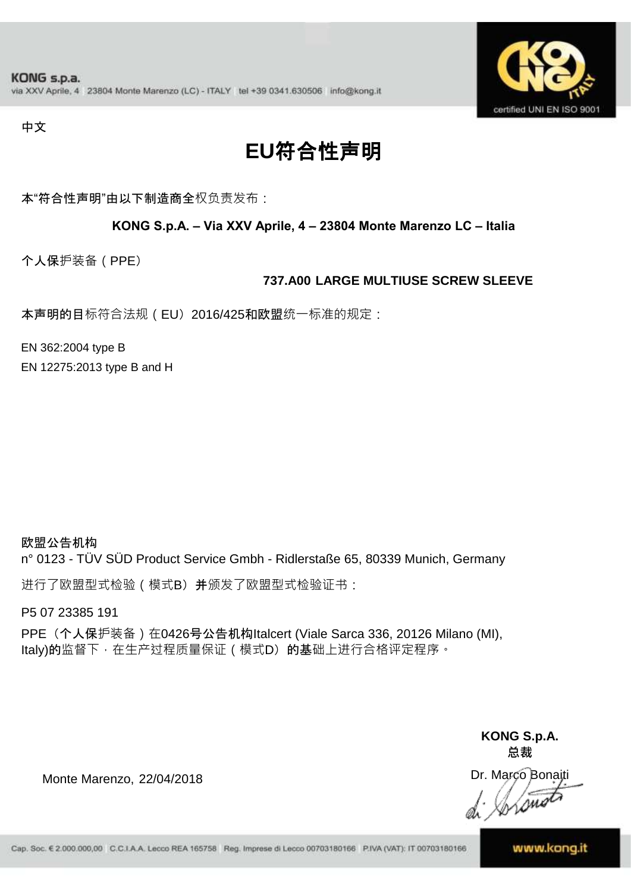中文

# EU符合性声明

本"符合性声明"由以下制造商全权负责发布：

**KONG S.p.A. – Via XXV Aprile, 4 – 23804 Monte Marenzo LC – Italia**

个人保护装备（PPE）

**737.A00 LARGE MULTIUSE SCREW SLEEVE**

本声明的目标符合法规（EU）2016/425和欧盟统一标准的规定：

EN 362:2004 type B
EN 12275:2013 type B and H

**欧盟公告机构**
n° 0123 - TÜV SÜD Product Service Gmbh - Ridlerstaße 65, 80339 Munich, Germany

进行了欧盟型式检验（模式B）并颁发了欧盟型式检验证书：

P5 07 23385 191

PPE（个人保护装备）在0426号公告机构Italcert (Viale Sarca 336, 20126 Milano (MI), Italy)的监督下，在生产过程质量保证（模式D）的基础上进行合格评定程序。

**KONG S.p.A.**
**总裁**
Dr. Marco Bonaiti

Monte Marenzo, 22/04/2018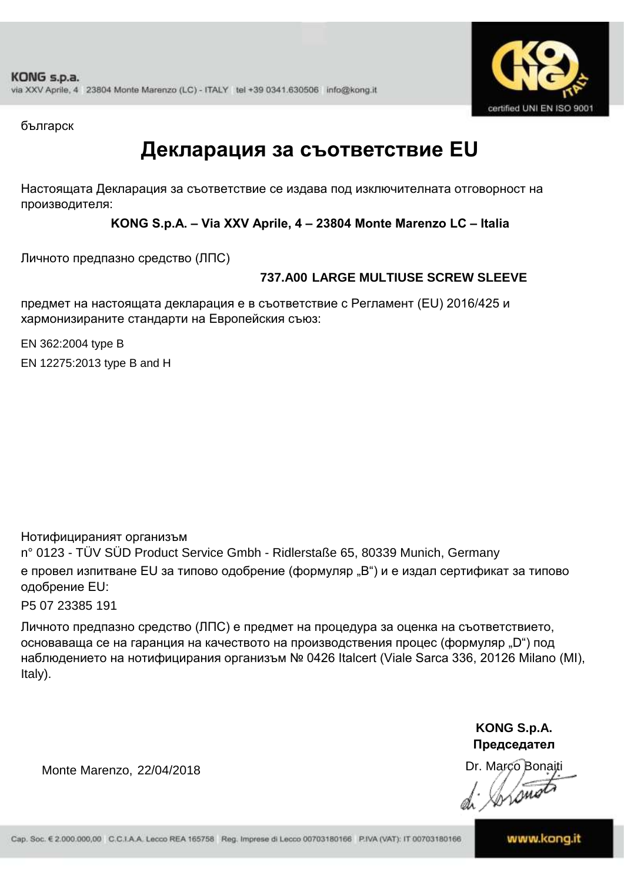KONG s.p.a.
via XXV Aprile, 4 23804 Monte Marenzo (LC) - ITALY tel +39 0341.630506 info@kong.it

certified UNI EN ISO 9001

българск

# Декларация за съответствие EU

Настоящата Декларация за съответствие се издава под изключителната отговорност на производителя:

**KONG S.p.A. – Via XXV Aprile, 4 – 23804 Monte Marenzo LC – Italia**

Личното предпазно средство (ЛПС)

**737.A00 LARGE MULTIUSE SCREW SLEEVE**

предмет на настоящата декларация е в съответствие с Регламент (EU) 2016/425 и хармонизираните стандарти на Европейския съюз:

EN 362:2004 type B

EN 12275:2013 type B and H

Нотифицираният организъм
n° 0123 - TÜV SÜD Product Service Gmbh - Ridlerstaße 65, 80339 Munich, Germany
е провел изпитване EU за типово одобрение (формуляр „B“) и е издал сертификат за типово одобрение EU:

P5 07 23385 191

Личното предпазно средство (ЛПС) е предмет на процедура за оценка на съответствието, основаваща се на гаранция на качеството на производствения процес (формуляр „D“) под наблюдението на нотифицирания организъм № 0426 Italcert (Viale Sarca 336, 20126 Milano (MI), Italy).

**KONG S.p.A.**
**Председател**

Monte Marenzo, 22/04/2018

Dr. Marco Bonaiti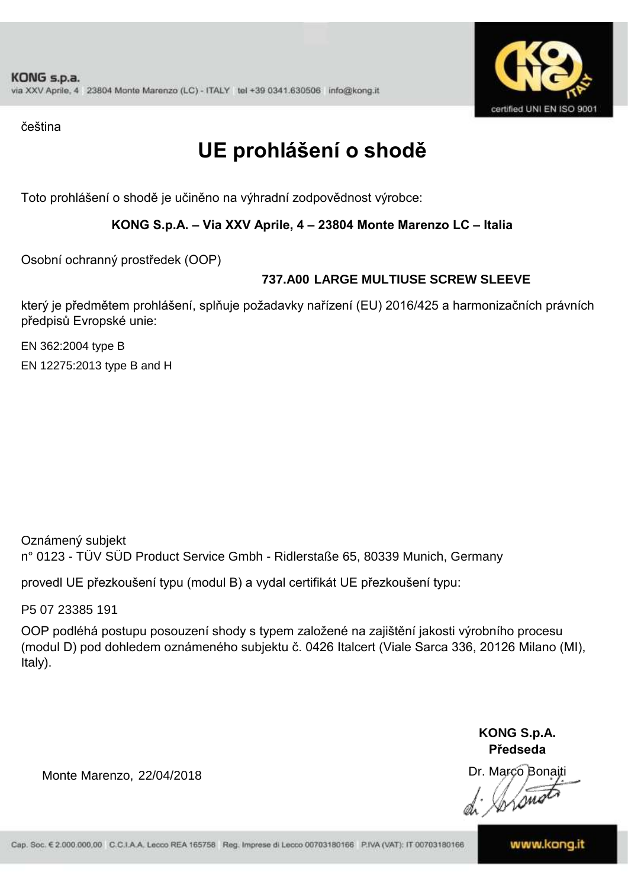čeština

# UE prohlášení o shodě

Toto prohlášení o shodě je učiněno na výhradní zodpovědnost výrobce:

**KONG S.p.A. – Via XXV Aprile, 4 – 23804 Monte Marenzo LC – Italia**

Osobní ochranný prostředek (OOP)

**737.A00 LARGE MULTIUSE SCREW SLEEVE**

který je předmětem prohlášení, splňuje požadavky nařízení (EU) 2016/425 a harmonizačních právních předpisů Evropské unie:

EN 362:2004 type B

EN 12275:2013 type B and H

Oznámený subjekt
n° 0123 - TÜV SÜD Product Service Gmbh - Ridlerstaße 65, 80339 Munich, Germany

provedl UE přezkoušení typu (modul B) a vydal certifikát UE přezkoušení typu:

P5 07 23385 191

OOP podléhá postupu posouzení shody s typem založené na zajištění jakosti výrobního procesu (modul D) pod dohledem oznámeného subjektu č. 0426 Italcert (Viale Sarca 336, 20126 Milano (MI), Italy).

Monte Marenzo, 22/04/2018

**KONG S.p.A.**
**Předseda**
Dr. Marco Bonaiti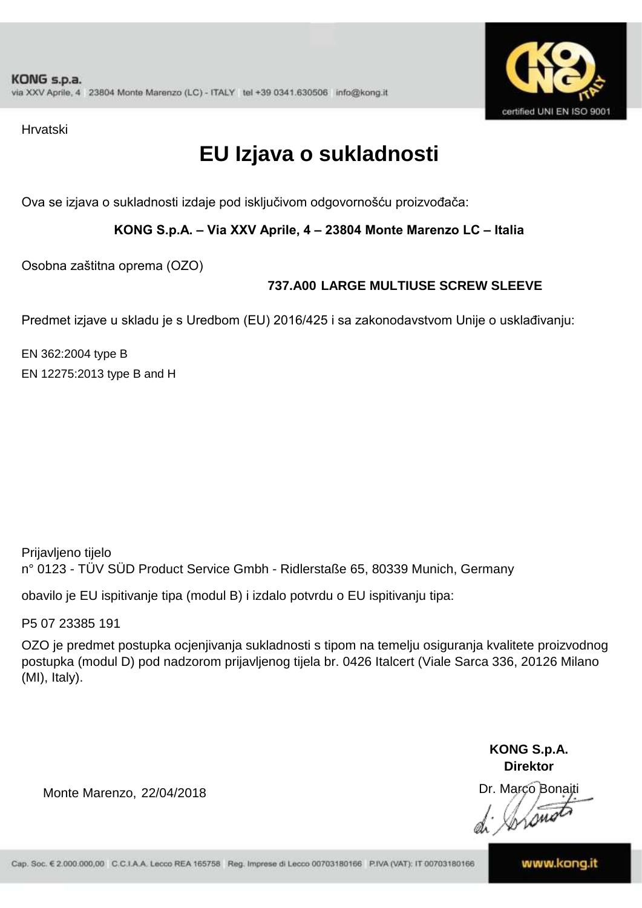KONG s.p.a.
via XXV Aprile, 4 23804 Monte Marenzo (LC) - ITALY tel +39 0341.630506 info@kong.it

certified UNI EN ISO 9001

Hrvatski

# EU Izjava o sukladnosti

Ova se izjava o sukladnosti izdaje pod isključivom odgovornošću proizvođača:

**KONG S.p.A. – Via XXV Aprile, 4 – 23804 Monte Marenzo LC – Italia**

Osobna zaštitna oprema (OZO)

**737.A00 LARGE MULTIUSE SCREW SLEEVE**

Predmet izjave u skladu je s Uredbom (EU) 2016/425 i sa zakonodavstvom Unije o usklađivanju:

EN 362:2004 type B
EN 12275:2013 type B and H

Prijavljeno tijelo
n° 0123 - TÜV SÜD Product Service Gmbh - Ridlerstaße 65, 80339 Munich, Germany

obavilo je EU ispitivanje tipa (modul B) i izdalo potvrdu o EU ispitivanju tipa:

P5 07 23385 191

OZO je predmet postupka ocjenjivanja sukladnosti s tipom na temelju osiguranja kvalitete proizvodnog postupka (modul D) pod nadzorom prijavljenog tijela br. 0426 Italcert (Viale Sarca 336, 20126 Milano (MI), Italy).

**KONG S.p.A.**
**Direktor**
Dr. Marco Bonaiti

Monte Marenzo, 22/04/2018

Cap. Soc. € 2.000.000,00 C.C.I.A.A. Lecco REA 165758 Reg. Imprese di Lecco 00703180166 P.IVA (VAT): IT 00703180166

www.kong.it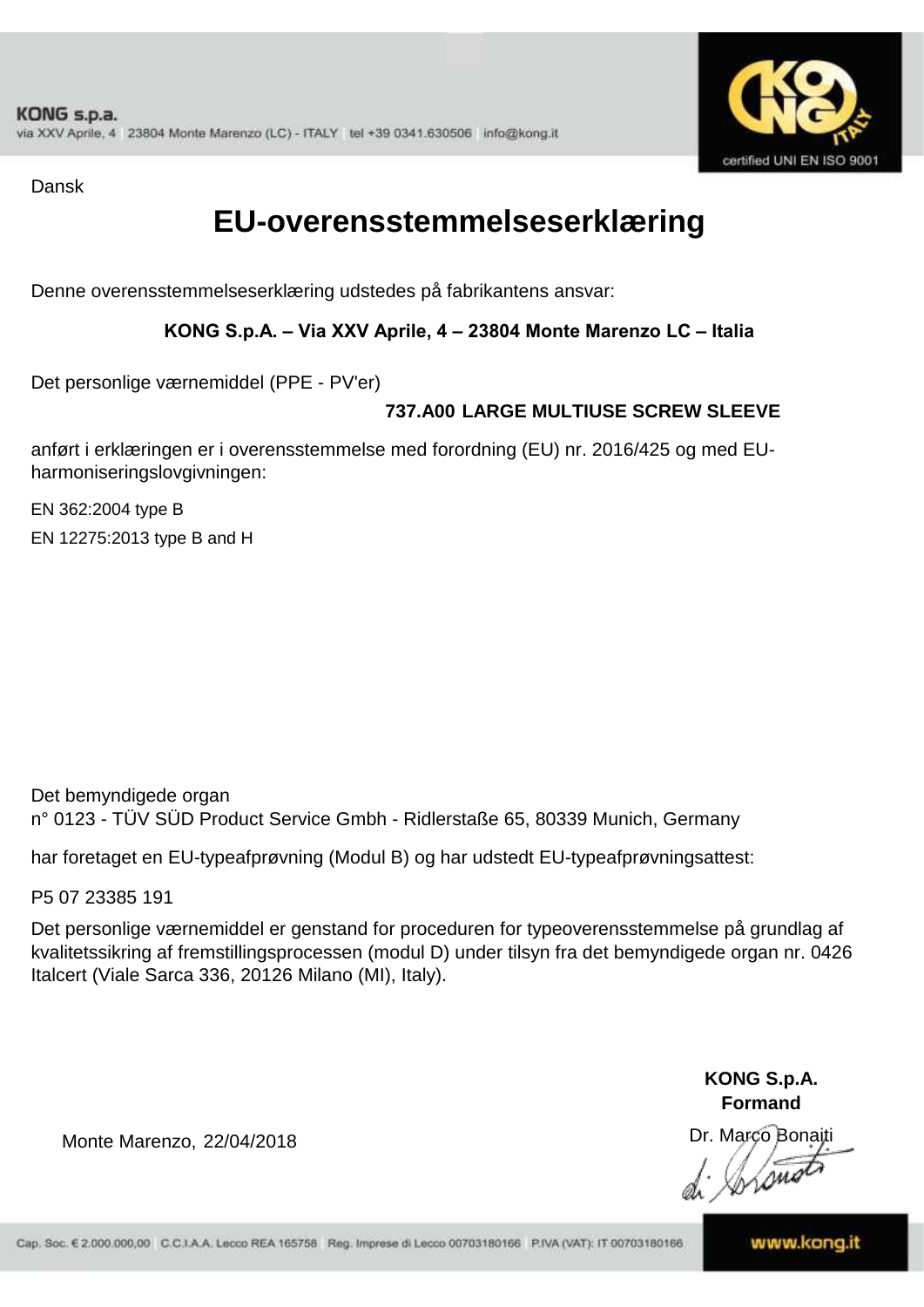KONG s.p.a.
via XXV Aprile, 4 23804 Monte Marenzo (LC) - ITALY tel +39 0341.630506 info@kong.it

certified UNI EN ISO 9001

Dansk

# EU-overensstemmelseserklæring

Denne overensstemmelseserklæring udstedes på fabrikantens ansvar:

**KONG S.p.A. – Via XXV Aprile, 4 – 23804 Monte Marenzo LC – Italia**

Det personlige værnemiddel (PPE - PV'er)

**737.A00 LARGE MULTIUSE SCREW SLEEVE**

anført i erklæringen er i overensstemmelse med forordning (EU) nr. 2016/425 og med EU-harmoniseringslovgivningen:

EN 362:2004 type B

EN 12275:2013 type B and H

Det bemyndigede organ
n° 0123 - TÜV SÜD Product Service Gmbh - Ridlerstaße 65, 80339 Munich, Germany

har foretaget en EU-typeafprøvning (Modul B) og har udstedt EU-typeafprøvningsattest:

P5 07 23385 191

Det personlige værnemiddel er genstand for proceduren for typeoverensstemmelse på grundlag af kvalitetssikring af fremstillingsprocessen (modul D) under tilsyn fra det bemyndigede organ nr. 0426 Italcert (Viale Sarca 336, 20126 Milano (MI), Italy).

**KONG S.p.A.**
**Formand**

Monte Marenzo, 22/04/2018

Dr. Marco Bonaiti

Cap. Soc. € 2.000.000,00 C.C.I.A.A. Lecco REA 165758 Reg. Imprese di Lecco 00703180166 P.IVA (VAT): IT 00703180166

www.kong.it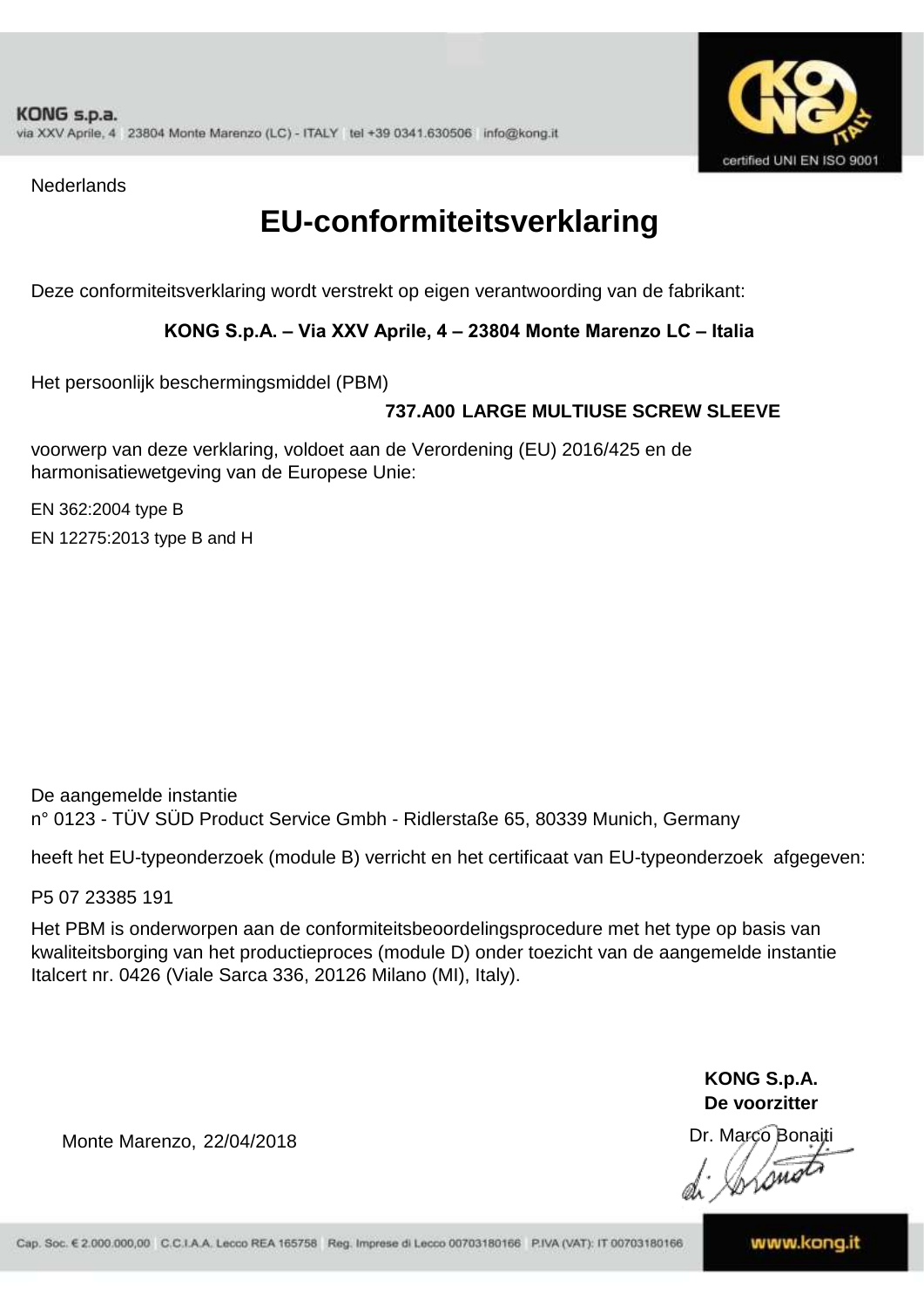Nederlands

# EU-conformiteitsverklaring

Deze conformiteitsverklaring wordt verstrekt op eigen verantwoording van de fabrikant:

**KONG S.p.A. – Via XXV Aprile, 4 – 23804 Monte Marenzo LC – Italia**

Het persoonlijk beschermingsmiddel (PBM)

**737.A00 LARGE MULTIUSE SCREW SLEEVE**

voorwerp van deze verklaring, voldoet aan de Verordening (EU) 2016/425 en de harmonisatiewetgeving van de Europese Unie:

EN 362:2004 type B

EN 12275:2013 type B and H

De aangemelde instantie
n° 0123 - TÜV SÜD Product Service Gmbh - Ridlerstaße 65, 80339 Munich, Germany

heeft het EU-typeonderzoek (module B) verricht en het certificaat van EU-typeonderzoek afgegeven:

P5 07 23385 191

Het PBM is onderworpen aan de conformiteitsbeoordelingsprocedure met het type op basis van kwaliteitsborging van het productieproces (module D) onder toezicht van de aangemelde instantie Italcert nr. 0426 (Viale Sarca 336, 20126 Milano (MI), Italy).

**KONG S.p.A.**
**De voorzitter**

Monte Marenzo, 22/04/2018

Dr. Marco Bonaiti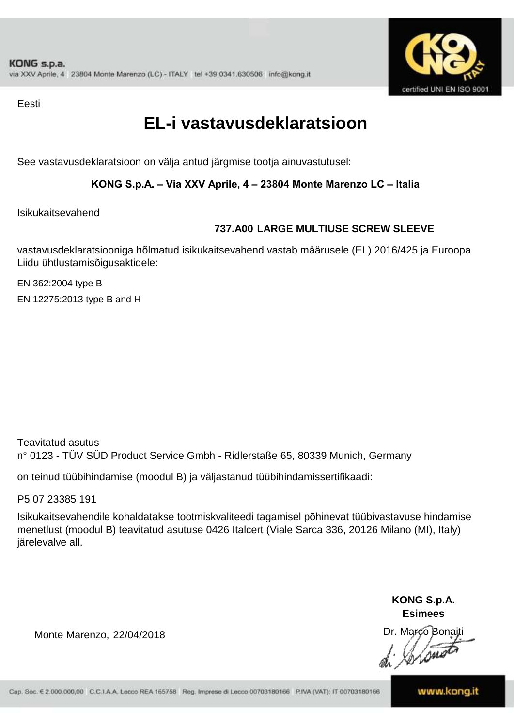Eesti

# EL-i vastavusdeklaratsioon

See vastavusdeklaratsioon on välja antud järgmise tootja ainuvastutusel:

**KONG S.p.A. – Via XXV Aprile, 4 – 23804 Monte Marenzo LC – Italia**

Isikukaitsevahend

**737.A00 LARGE MULTIUSE SCREW SLEEVE**

vastavusdeklaratsiooniga hõlmatud isikukaitsevahend vastab määrusele (EL) 2016/425 ja Euroopa Liidu ühtlustamisõigusaktidele:

EN 362:2004 type B

EN 12275:2013 type B and H

Teavitatud asutus
n° 0123 - TÜV SÜD Product Service Gmbh - Ridlerstaße 65, 80339 Munich, Germany

on teinud tüübihindamise (moodul B) ja väljastanud tüübihindamissertifikaadi:

P5 07 23385 191

Isikukaitsevahendile kohaldatakse tootmiskvaliteedi tagamisel põhinevat tüübivastavuse hindamise menetlust (moodul B) teavitatud asutuse 0426 Italcert (Viale Sarca 336, 20126 Milano (MI), Italy) järelevalve all.

**KONG S.p.A.**
**Esimees**

Monte Marenzo, 22/04/2018

Dr. Marco Bonaiti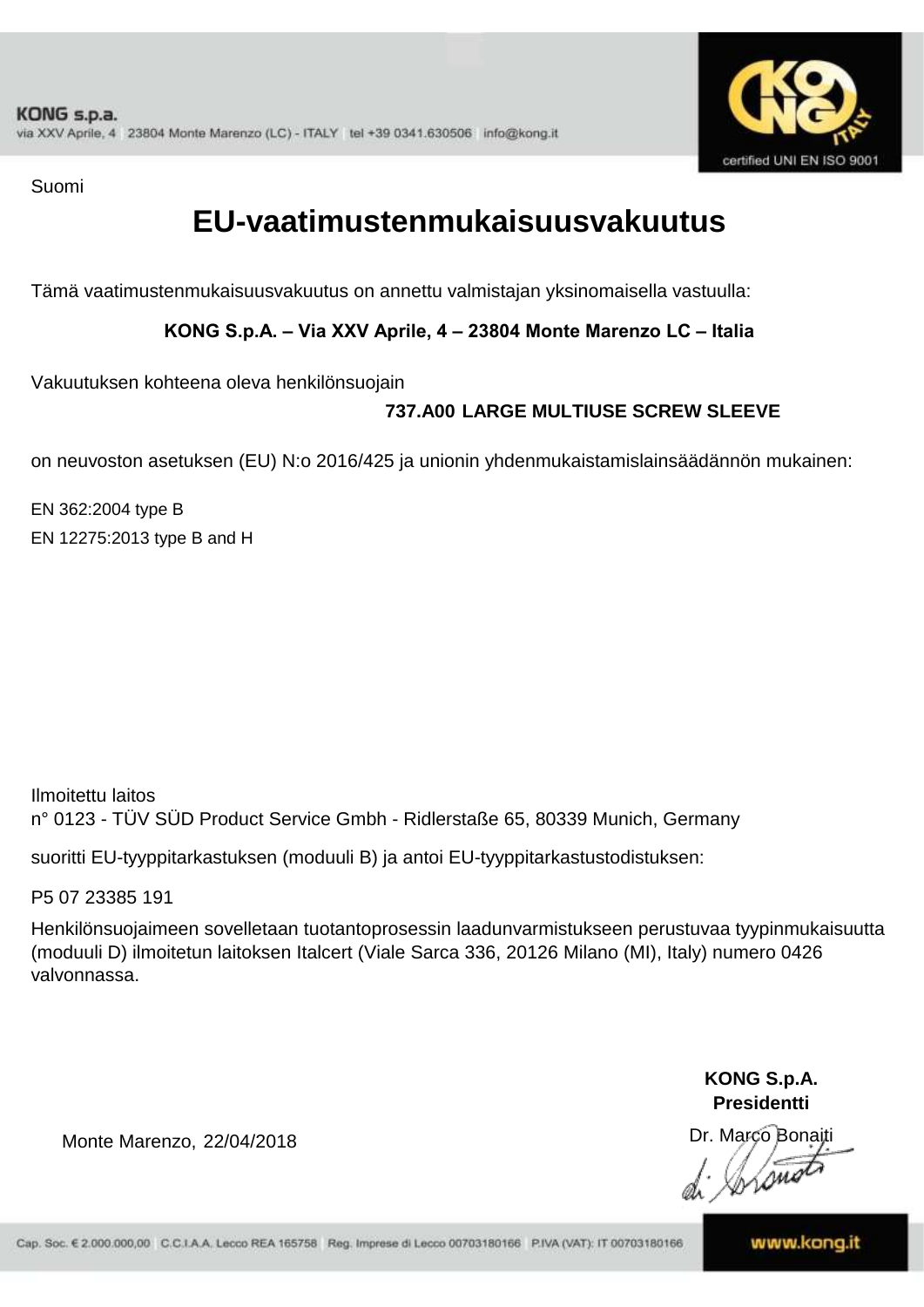Suomi

# EU-vaatimustenmukaisuusvakuutus

Tämä vaatimustenmukaisuusvakuutus on annettu valmistajan yksinomaisella vastuulla:

**KONG S.p.A. – Via XXV Aprile, 4 – 23804 Monte Marenzo LC – Italia**

Vakuutuksen kohteena oleva henkilönsuojain

**737.A00 LARGE MULTIUSE SCREW SLEEVE**

on neuvoston asetuksen (EU) N:o 2016/425 ja unionin yhdenmukaistamislainsäädännön mukainen:

EN 362:2004 type B

EN 12275:2013 type B and H

Ilmoitettu laitos

n° 0123 - TÜV SÜD Product Service Gmbh - Ridlerstaße 65, 80339 Munich, Germany

suoritti EU-tyyppitarkastuksen (moduuli B) ja antoi EU-tyyppitarkastustodistuksen:

P5 07 23385 191

Henkilönsuojaimeen sovelletaan tuotantoprosessin laadunvarmistukseen perustuvaa tyypinmukaisuutta (moduuli D) ilmoitetun laitoksen Italcert (Viale Sarca 336, 20126 Milano (MI), Italy) numero 0426 valvonnassa.

**KONG S.p.A.**
**Presidentti**

Monte Marenzo, 22/04/2018

Dr. Marco Bonaiti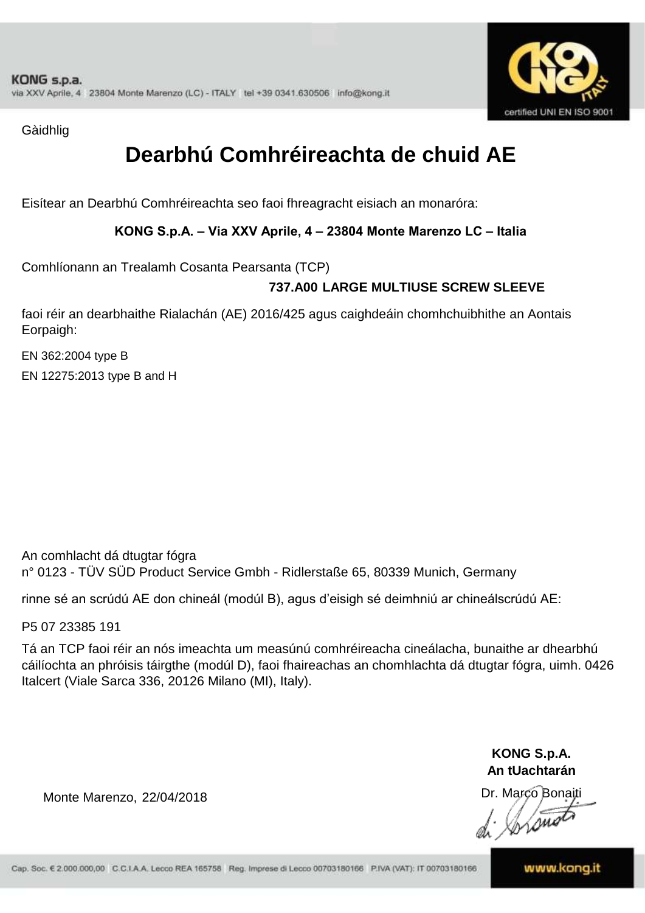Gàidhlig

# Dearbhú Comhréireachta de chuid AE

Eisítear an Dearbhú Comhréireachta seo faoi fhreagracht eisiach an monaróra:

**KONG S.p.A. – Via XXV Aprile, 4 – 23804 Monte Marenzo LC – Italia**

Comhlíonann an Trealamh Cosanta Pearsanta (TCP)

**737.A00 LARGE MULTIUSE SCREW SLEEVE**

faoi réir an dearbhaithe Rialachán (AE) 2016/425 agus caighdeáin chomhchuibhithe an Aontais Eorpaigh:

EN 362:2004 type B

EN 12275:2013 type B and H

An comhlacht dá dtugtar fógra
n° 0123 - TÜV SÜD Product Service Gmbh - Ridlerstaße 65, 80339 Munich, Germany

rinne sé an scrúdú AE don chineál (modúl B), agus d'eisigh sé deimhniú ar chineálscrúdú AE:

P5 07 23385 191

Tá an TCP faoi réir an nós imeachta um measúnú comhréireacha cineálacha, bunaithe ar dhearbhú cáilíochta an phróisis táirgthe (modúl D), faoi fhaireachas an chomhlachta dá dtugtar fógra, uimh. 0426 Italcert (Viale Sarca 336, 20126 Milano (MI), Italy).

Monte Marenzo, 22/04/2018

**KONG S.p.A.**
**An tUachtarán**
Dr. Marco Bonaiti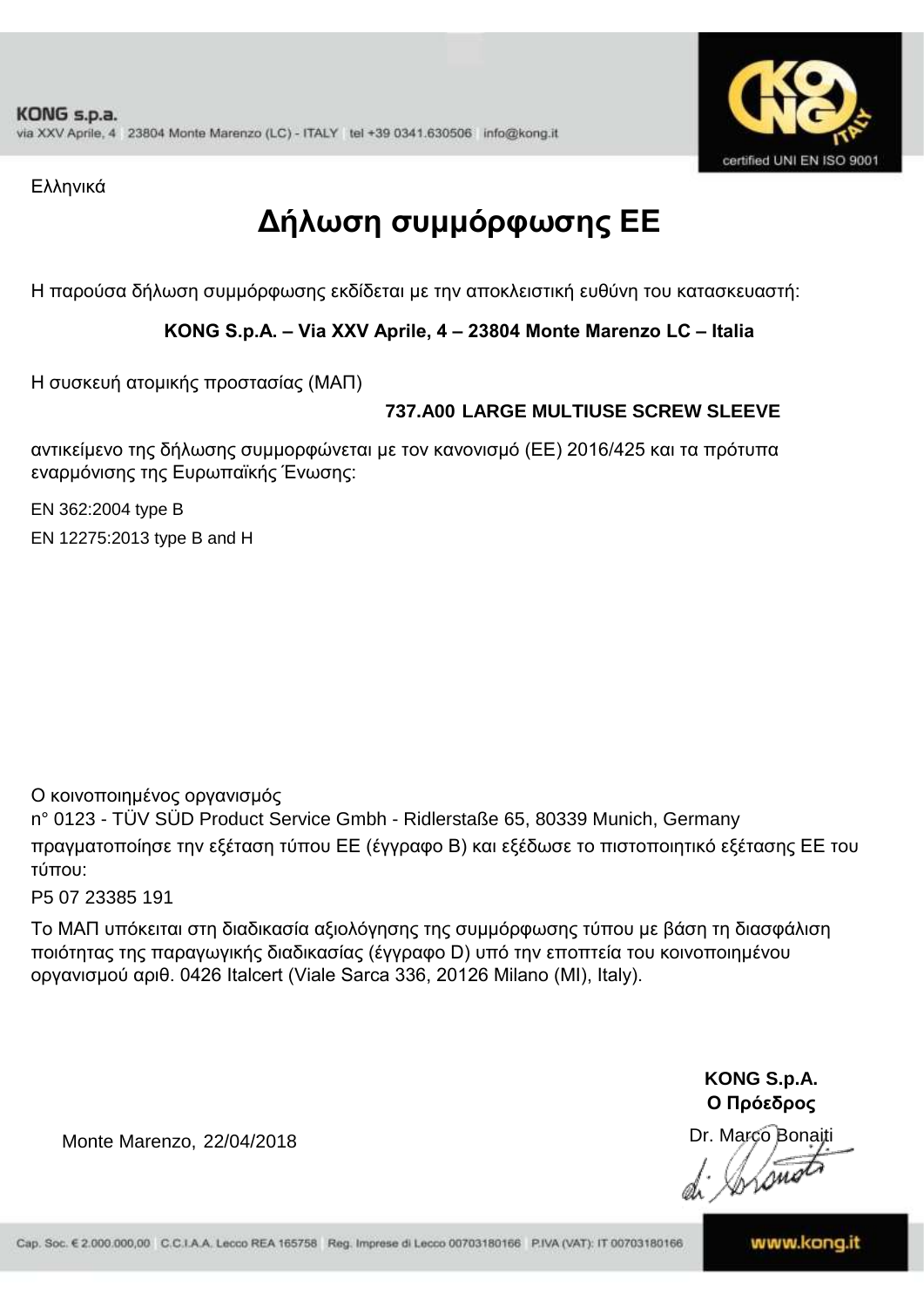KONG s.p.a.
via XXV Aprile, 4 23804 Monte Marenzo (LC) - ITALY tel +39 0341.630506 info@kong.it

certified UNI EN ISO 9001

Ελληνικά

# Δήλωση συμμόρφωσης ΕΕ

Η παρούσα δήλωση συμμόρφωσης εκδίδεται με την αποκλειστική ευθύνη του κατασκευαστή:

**KONG S.p.A. – Via XXV Aprile, 4 – 23804 Monte Marenzo LC – Italia**

Η συσκευή ατομικής προστασίας (ΜΑΠ)

**737.A00 LARGE MULTIUSE SCREW SLEEVE**

αντικείμενο της δήλωσης συμμορφώνεται με τον κανονισμό (ΕΕ) 2016/425 και τα πρότυπα εναρμόνισης της Ευρωπαϊκής Ένωσης:

EN 362:2004 type B

EN 12275:2013 type B and H

Ο κοινοποιημένος οργανισμός
n° 0123 - TÜV SÜD Product Service Gmbh - Ridlerstaße 65, 80339 Munich, Germany
πραγματοποίησε την εξέταση τύπου ΕΕ (έγγραφο B) και εξέδωσε το πιστοποιητικό εξέτασης ΕΕ του τύπου:

P5 07 23385 191

Το ΜΑΠ υπόκειται στη διαδικασία αξιολόγησης της συμμόρφωσης τύπου με βάση τη διασφάλιση ποιότητας της παραγωγικής διαδικασίας (έγγραφο D) υπό την εποπτεία του κοινοποιημένου οργανισμού αριθ. 0426 Italcert (Viale Sarca 336, 20126 Milano (MI), Italy).

**KONG S.p.A.**
**Ο Πρόεδρος**
Dr. Marco Bonaiti

Monte Marenzo, 22/04/2018

Cap. Soc. € 2.000.000,00 C.C.I.A.A. Lecco REA 165758 Reg. Imprese di Lecco 00703180166 P.IVA (VAT): IT 00703180166

www.kong.it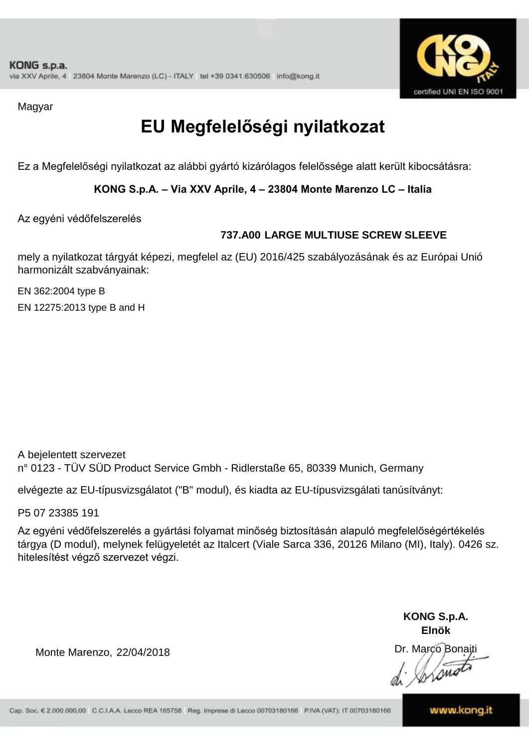Magyar

# EU Megfelelőségi nyilatkozat

Ez a Megfelelőségi nyilatkozat az alábbi gyártó kizárólagos felelőssége alatt került kibocsátásra:

**KONG S.p.A. – Via XXV Aprile, 4 – 23804 Monte Marenzo LC – Italia**

Az egyéni védőfelszerelés

**737.A00 LARGE MULTIUSE SCREW SLEEVE**

mely a nyilatkozat tárgyát képezi, megfelel az (EU) 2016/425 szabályozásának és az Európai Unió harmonizált szabványainak:

EN 362:2004 type B

EN 12275:2013 type B and H

A bejelentett szervezet
n° 0123 - TÜV SÜD Product Service Gmbh - Ridlerstaße 65, 80339 Munich, Germany

elvégezte az EU-típusvizsgálatot ("B" modul), és kiadta az EU-típusvizsgálati tanúsítványt:

P5 07 23385 191

Az egyéni védőfelszerelés a gyártási folyamat minőség biztosításán alapuló megfelelőségértékelés tárgya (D modul), melynek felügyeletét az Italcert (Viale Sarca 336, 20126 Milano (MI), Italy). 0426 sz. hitelesítést végző szervezet végzi.

Monte Marenzo, 22/04/2018

**KONG S.p.A.**
**Elnök**
Dr. Marco Bonaiti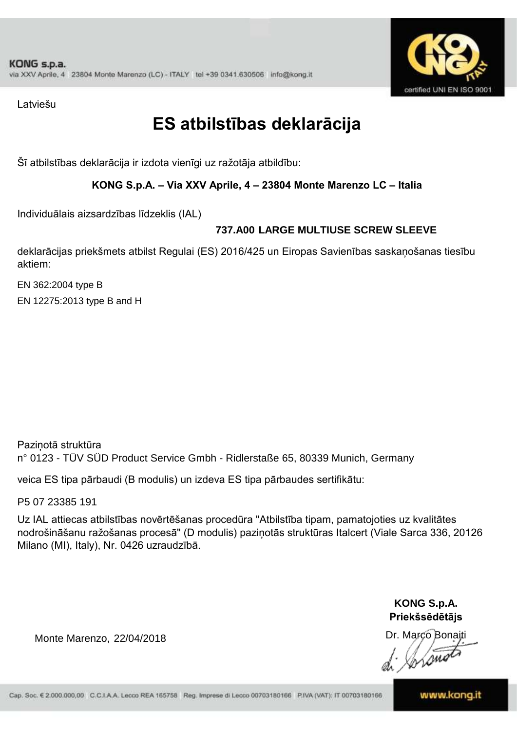Latviešu

# ES atbilstības deklarācija

Šī atbilstības deklarācija ir izdota vienīgi uz ražotāja atbildību:

**KONG S.p.A. – Via XXV Aprile, 4 – 23804 Monte Marenzo LC – Italia**

Individuālais aizsardzības līdzeklis (IAL)

**737.A00 LARGE MULTIUSE SCREW SLEEVE**

deklarācijas priekšmets atbilst Regulai (ES) 2016/425 un Eiropas Savienības saskaņošanas tiesību aktiem:

EN 362:2004 type B

EN 12275:2013 type B and H

Paziņotā struktūra
n° 0123 - TÜV SÜD Product Service Gmbh - Ridlerstaße 65, 80339 Munich, Germany

veica ES tipa pārbaudi (B modulis) un izdeva ES tipa pārbaudes sertifikātu:

P5 07 23385 191

Uz IAL attiecas atbilstības novērtēšanas procedūra "Atbilstība tipam, pamatojoties uz kvalitātes nodrošināšanu ražošanas procesā" (D modulis) paziņotās struktūras Italcert (Viale Sarca 336, 20126 Milano (MI), Italy), Nr. 0426 uzraudzībā.

**KONG S.p.A.**
**Priekšsēdētājs**

Monte Marenzo, 22/04/2018

Dr. Marco Bonaiti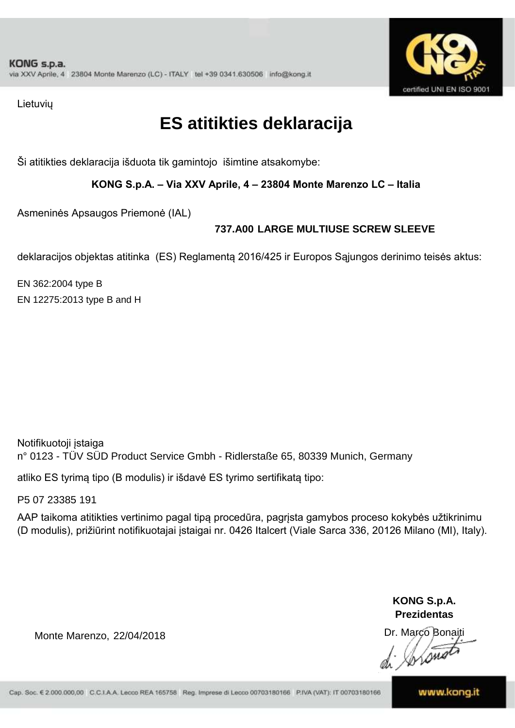Lietuvių

# ES atitikties deklaracija

Ši atitikties deklaracija išduota tik gamintojo išimtine atsakomybe:

**KONG S.p.A. – Via XXV Aprile, 4 – 23804 Monte Marenzo LC – Italia**

Asmeninės Apsaugos Priemonė (IAL)

**737.A00 LARGE MULTIUSE SCREW SLEEVE**

deklaracijos objektas atitinka (ES) Reglamentą 2016/425 ir Europos Sąjungos derinimo teisės aktus:

EN 362:2004 type B
EN 12275:2013 type B and H

Notifikuotoji įstaiga
n° 0123 - TÜV SÜD Product Service Gmbh - Ridlerstaße 65, 80339 Munich, Germany

atliko ES tyrimą tipo (B modulis) ir išdavė ES tyrimo sertifikatą tipo:

P5 07 23385 191

AAP taikoma atitikties vertinimo pagal tipą procedūra, pagrįsta gamybos proceso kokybės užtikrinimu (D modulis), prižiūrint notifikuotajai įstaigai nr. 0426 Italcert (Viale Sarca 336, 20126 Milano (MI), Italy).

**KONG S.p.A.**
**Prezidentas**

Monte Marenzo, 22/04/2018

Dr. Marco Bonaiti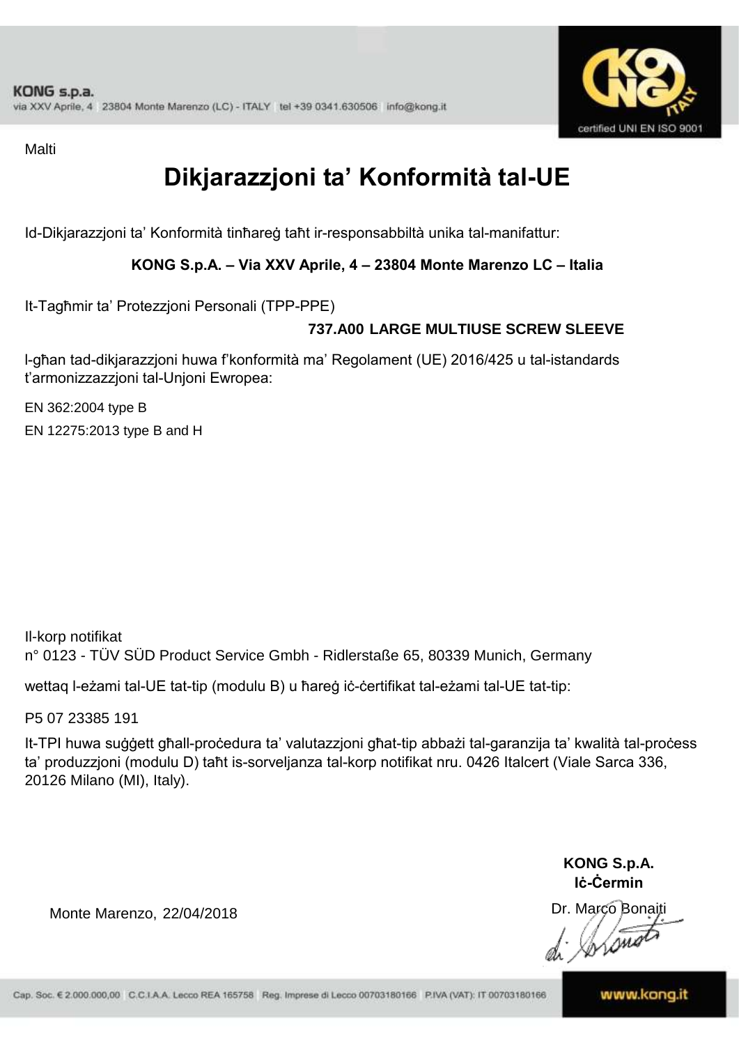Malti

# Dikjarazzjoni ta' Konformità tal-UE

Id-Dikjarazzjoni ta' Konformità tinħareġ taħt ir-responsabbiltà unika tal-manifattur:

**KONG S.p.A. – Via XXV Aprile, 4 – 23804 Monte Marenzo LC – Italia**

It-Tagħmir ta' Protezzjoni Personali (TPP-PPE)

**737.A00 LARGE MULTIUSE SCREW SLEEVE**

l-għan tad-dikjarazzjoni huwa f'konformità ma' Regolament (UE) 2016/425 u tal-istandards t'armonizzazzjoni tal-Unjoni Ewropea:

EN 362:2004 type B

EN 12275:2013 type B and H

Il-korp notifikat
n° 0123 - TÜV SÜD Product Service Gmbh - Ridlerstaße 65, 80339 Munich, Germany

wettaq l-eżami tal-UE tat-tip (modulu B) u ħareġ iċ-ċertifikat tal-eżami tal-UE tat-tip:

P5 07 23385 191

It-TPI huwa suġġett għall-proċedura ta' valutazzjoni għat-tip abbażi tal-garanzija ta' kwalità tal-proċess ta' produzzjoni (modulu D) taħt is-sorveljanza tal-korp notifikat nru. 0426 Italcert (Viale Sarca 336, 20126 Milano (MI), Italy).

**KONG S.p.A.**
**Iċ-Ċermin**

Monte Marenzo, 22/04/2018

Dr. Marco Bonaiti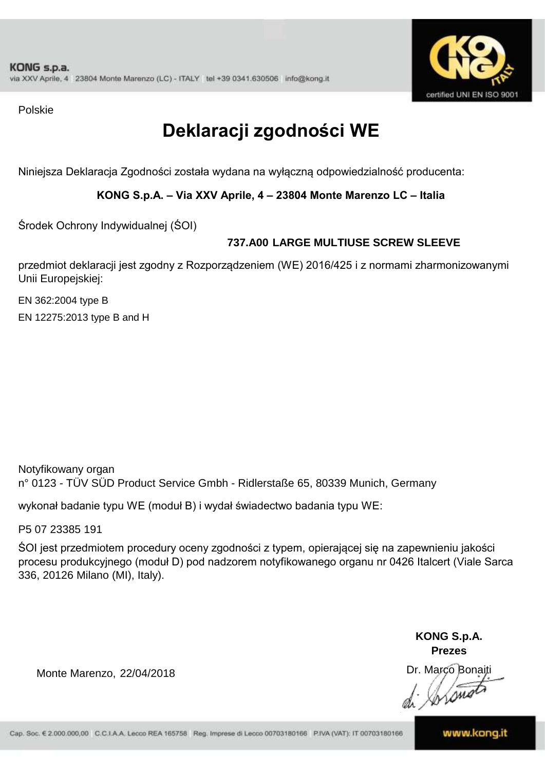KONG s.p.a.
via XXV Aprile, 4 23804 Monte Marenzo (LC) - ITALY tel +39 0341.630506 info@kong.it

certified UNI EN ISO 9001

Polskie

# Deklaracji zgodności WE

Niniejsza Deklaracja Zgodności została wydana na wyłączną odpowiedzialność producenta:

**KONG S.p.A. – Via XXV Aprile, 4 – 23804 Monte Marenzo LC – Italia**

Środek Ochrony Indywidualnej (ŚOI)

**737.A00 LARGE MULTIUSE SCREW SLEEVE**

przedmiot deklaracji jest zgodny z Rozporządzeniem (WE) 2016/425 i z normami zharmonizowanymi Unii Europejskiej:

EN 362:2004 type B

EN 12275:2013 type B and H

Notyfikowany organ
n° 0123 - TÜV SÜD Product Service Gmbh - Ridlerstaße 65, 80339 Munich, Germany

wykonał badanie typu WE (moduł B) i wydał świadectwo badania typu WE:

P5 07 23385 191

ŚOI jest przedmiotem procedury oceny zgodności z typem, opierającej się na zapewnieniu jakości procesu produkcyjnego (moduł D) pod nadzorem notyfikowanego organu nr 0426 Italcert (Viale Sarca 336, 20126 Milano (MI), Italy).

**KONG S.p.A.**
**Prezes**

Monte Marenzo, 22/04/2018

Dr. Marco Bonaiti

Cap. Soc. € 2.000.000,00 C.C.I.A.A. Lecco REA 165758 Reg. Imprese di Lecco 00703180166 P.IVA (VAT): IT 00703180166

www.kong.it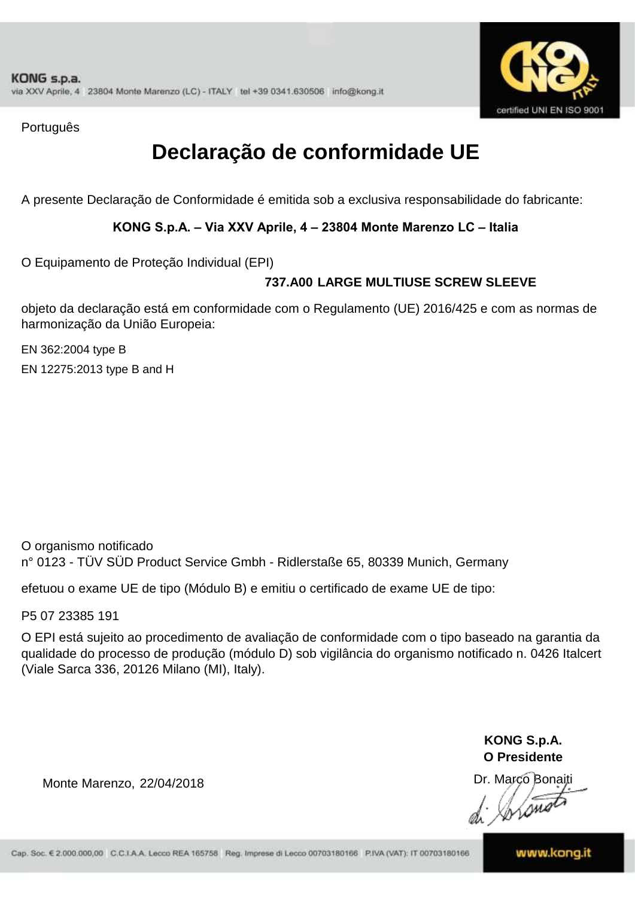Português

# Declaração de conformidade UE

A presente Declaração de Conformidade é emitida sob a exclusiva responsabilidade do fabricante:

**KONG S.p.A. – Via XXV Aprile, 4 – 23804 Monte Marenzo LC – Italia**

O Equipamento de Proteção Individual (EPI)

**737.A00 LARGE MULTIUSE SCREW SLEEVE**

objeto da declaração está em conformidade com o Regulamento (UE) 2016/425 e com as normas de harmonização da União Europeia:

EN 362:2004 type B

EN 12275:2013 type B and H

O organismo notificado
n° 0123 - TÜV SÜD Product Service Gmbh - Ridlerstaße 65, 80339 Munich, Germany

efetuou o exame UE de tipo (Módulo B) e emitiu o certificado de exame UE de tipo:

P5 07 23385 191

O EPI está sujeito ao procedimento de avaliação de conformidade com o tipo baseado na garantia da qualidade do processo de produção (módulo D) sob vigilância do organismo notificado n. 0426 Italcert (Viale Sarca 336, 20126 Milano (MI), Italy).

**KONG S.p.A.**
**O Presidente**

Dr. Marco Bonaiti

Monte Marenzo, 22/04/2018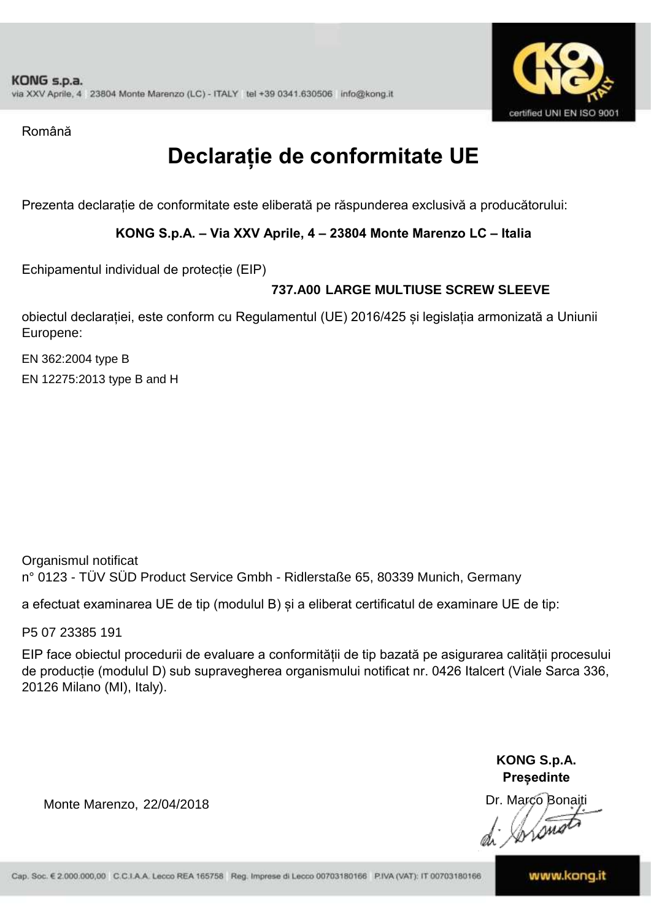KONG s.p.a.
via XXV Aprile, 4 23804 Monte Marenzo (LC) - ITALY tel +39 0341.630506 info@kong.it

certified UNI EN ISO 9001

Română

# Declarație de conformitate UE

Prezenta declarație de conformitate este eliberată pe răspunderea exclusivă a producătorului:

**KONG S.p.A. – Via XXV Aprile, 4 – 23804 Monte Marenzo LC – Italia**

Echipamentul individual de protecție (EIP)

**737.A00 LARGE MULTIUSE SCREW SLEEVE**

obiectul declarației, este conform cu Regulamentul (UE) 2016/425 și legislația armonizată a Uniunii Europene:

EN 362:2004 type B

EN 12275:2013 type B and H

Organismul notificat
n° 0123 - TÜV SÜD Product Service Gmbh - Ridlerstaße 65, 80339 Munich, Germany

a efectuat examinarea UE de tip (modulul B) și a eliberat certificatul de examinare UE de tip:

P5 07 23385 191

EIP face obiectul procedurii de evaluare a conformității de tip bazată pe asigurarea calității procesului de producție (modulul D) sub supravegherea organismului notificat nr. 0426 Italcert (Viale Sarca 336, 20126 Milano (MI), Italy).

**KONG S.p.A.**
**Președinte**
Dr. Marco Bonaiti

Monte Marenzo, 22/04/2018

Cap. Soc. € 2.000.000,00 C.C.I.A.A. Lecco REA 165758 Reg. Imprese di Lecco 00703180166 P.IVA (VAT): IT 00703180166

www.kong.it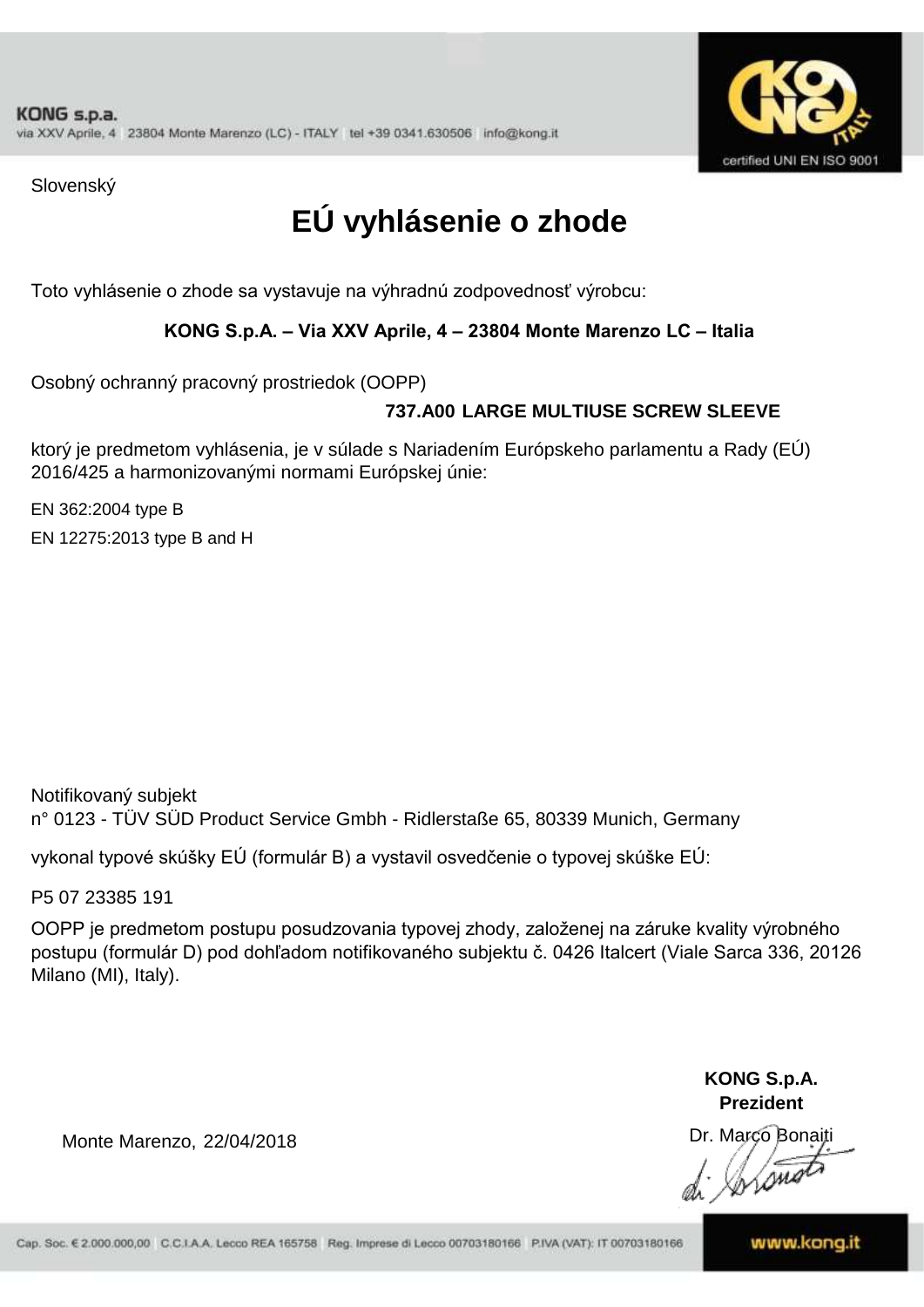Slovenský

# EÚ vyhlásenie o zhode

Toto vyhlásenie o zhode sa vystavuje na výhradnú zodpovednosť výrobcu:

**KONG S.p.A. – Via XXV Aprile, 4 – 23804 Monte Marenzo LC – Italia**

Osobný ochranný pracovný prostriedok (OOPP)

**737.A00 LARGE MULTIUSE SCREW SLEEVE**

ktorý je predmetom vyhlásenia, je v súlade s Nariadením Európskeho parlamentu a Rady (EÚ) 2016/425 a harmonizovanými normami Európskej únie:

EN 362:2004 type B

EN 12275:2013 type B and H

Notifikovaný subjekt
n° 0123 - TÜV SÜD Product Service Gmbh - Ridlerstaße 65, 80339 Munich, Germany

vykonal typové skúšky EÚ (formulár B) a vystavil osvedčenie o typovej skúške EÚ:

P5 07 23385 191

OOPP je predmetom postupu posudzovania typovej zhody, založenej na záruke kvality výrobného postupu (formulár D) pod dohľadom notifikovaného subjektu č. 0426 Italcert (Viale Sarca 336, 20126 Milano (MI), Italy).

Monte Marenzo, 22/04/2018

**KONG S.p.A.**
**Prezident**

Dr. Marco Bonaiti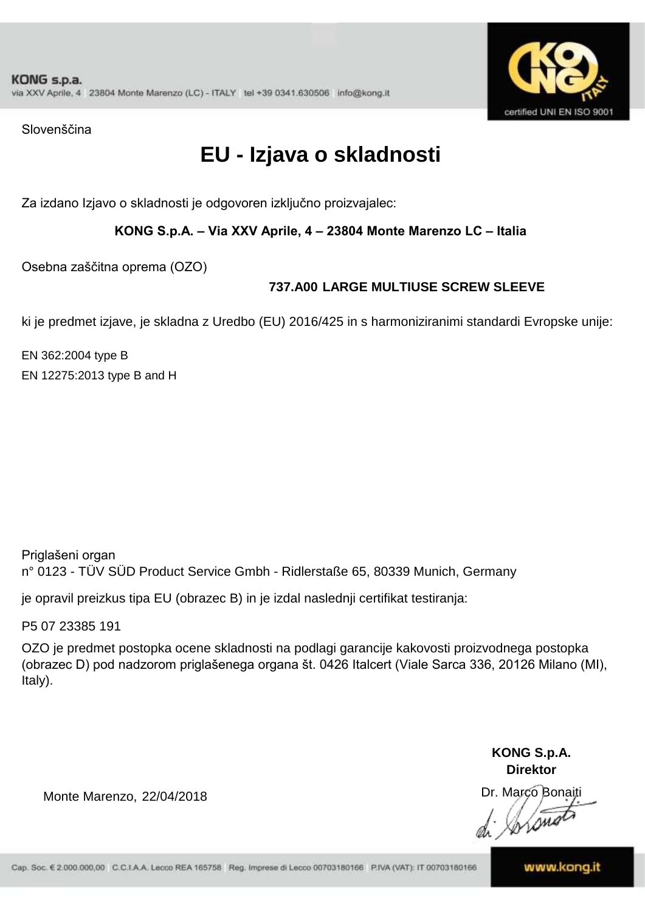KONG s.p.a.
via XXV Aprile, 4 23804 Monte Marenzo (LC) - ITALY tel +39 0341.630506 info@kong.it

certified UNI EN ISO 9001

Slovenščina

# EU - Izjava o skladnosti

Za izdano Izjavo o skladnosti je odgovoren izključno proizvajalec:

**KONG S.p.A. – Via XXV Aprile, 4 – 23804 Monte Marenzo LC – Italia**

Osebna zaščitna oprema (OZO)

**737.A00 LARGE MULTIUSE SCREW SLEEVE**

ki je predmet izjave, je skladna z Uredbo (EU) 2016/425 in s harmoniziranimi standardi Evropske unije:

EN 362:2004 type B
EN 12275:2013 type B and H

Priglašeni organ
n° 0123 - TÜV SÜD Product Service Gmbh - Ridlerstaße 65, 80339 Munich, Germany

je opravil preizkus tipa EU (obrazec B) in je izdal naslednji certifikat testiranja:

P5 07 23385 191

OZO je predmet postopka ocene skladnosti na podlagi garancije kakovosti proizvodnega postopka (obrazec D) pod nadzorom priglašenega organa št. 0426 Italcert (Viale Sarca 336, 20126 Milano (MI), Italy).

Monte Marenzo, 22/04/2018

**KONG S.p.A.**
**Direktor**
Dr. Marco Bonaiti

Cap. Soc. € 2.000.000,00 C.C.I.A.A. Lecco REA 165758 Reg. Imprese di Lecco 00703180166 P.IVA (VAT): IT 00703180166

www.kong.it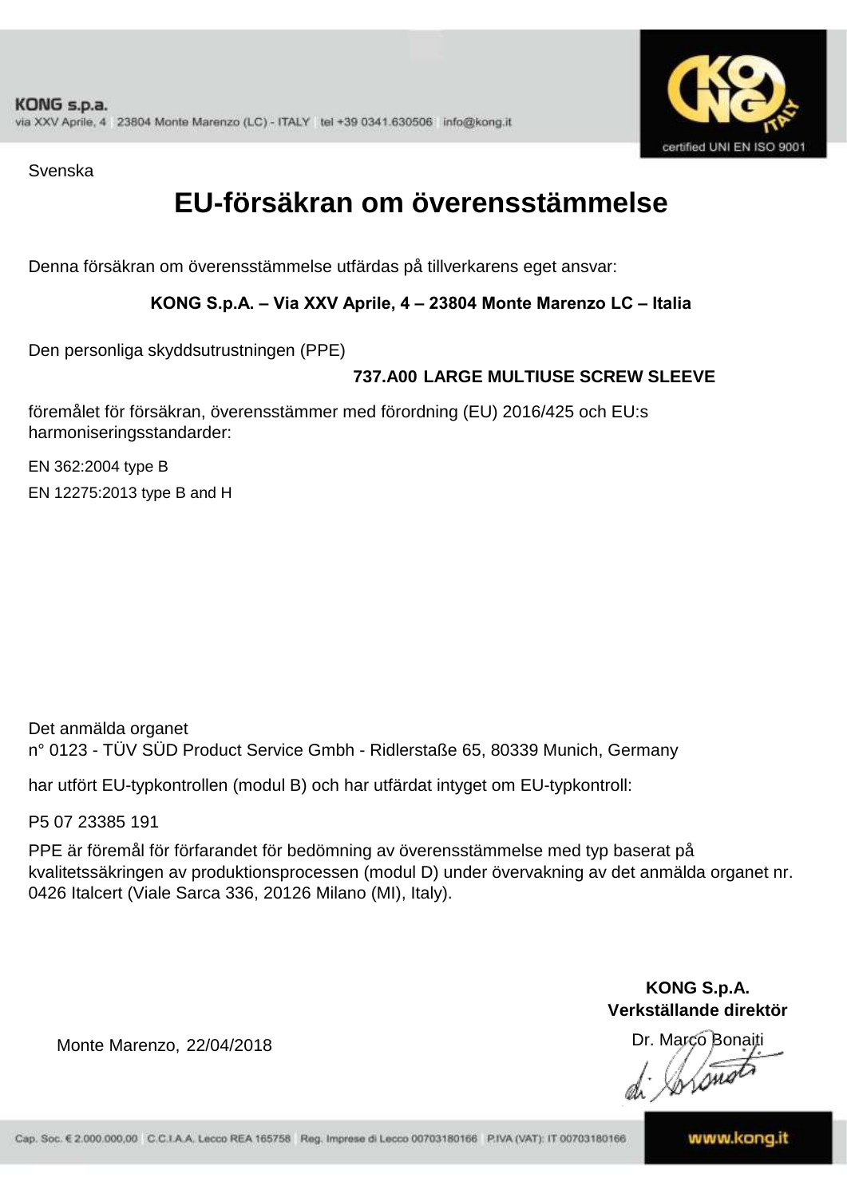Svenska

# EU-försäkran om överensstämmelse

Denna försäkran om överensstämmelse utfärdas på tillverkarens eget ansvar:

**KONG S.p.A. – Via XXV Aprile, 4 – 23804 Monte Marenzo LC – Italia**

Den personliga skyddsutrustningen (PPE)

**737.A00 LARGE MULTIUSE SCREW SLEEVE**

föremålet för försäkran, överensstämmer med förordning (EU) 2016/425 och EU:s harmoniseringsstandarder:

EN 362:2004 type B

EN 12275:2013 type B and H

Det anmälda organet
n° 0123 - TÜV SÜD Product Service Gmbh - Ridlerstaße 65, 80339 Munich, Germany

har utfört EU-typkontrollen (modul B) och har utfärdat intyget om EU-typkontroll:

P5 07 23385 191

PPE är föremål för förfarandet för bedömning av överensstämmelse med typ baserat på kvalitetssäkringen av produktionsprocessen (modul D) under övervakning av det anmälda organet nr. 0426 Italcert (Viale Sarca 336, 20126 Milano (MI), Italy).

**KONG S.p.A.**
**Verkställande direktör**

Monte Marenzo, 22/04/2018

Dr. Marco Bonaiti